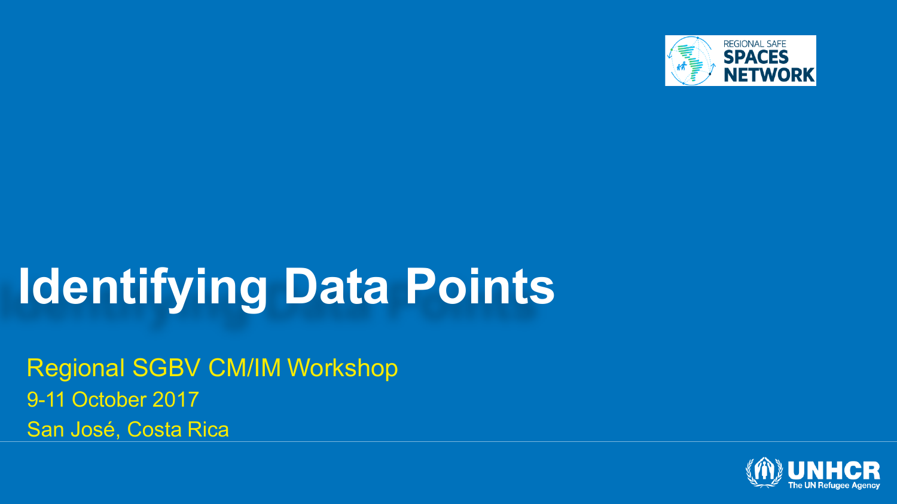REGIONAL SAFE SPACES NETWORK

# Identifying Data Points

Regional SGBV CM/IM Workshop

9-11 October 2017

San José, Costa Rica

UNHCR
The UN Refugee Agency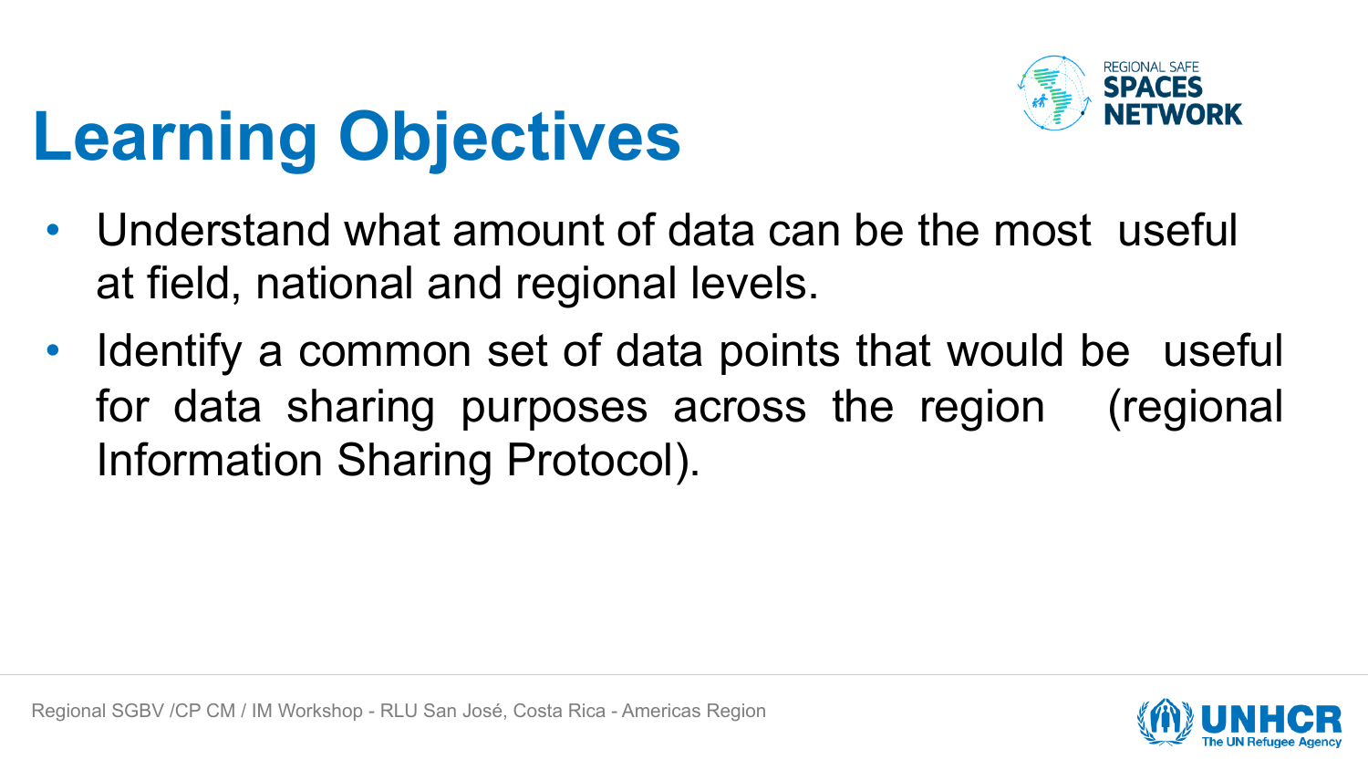# Learning Objectives

- Understand what amount of data can be the most useful at field, national and regional levels.
- Identify a common set of data points that would be useful for data sharing purposes across the region (regional Information Sharing Protocol).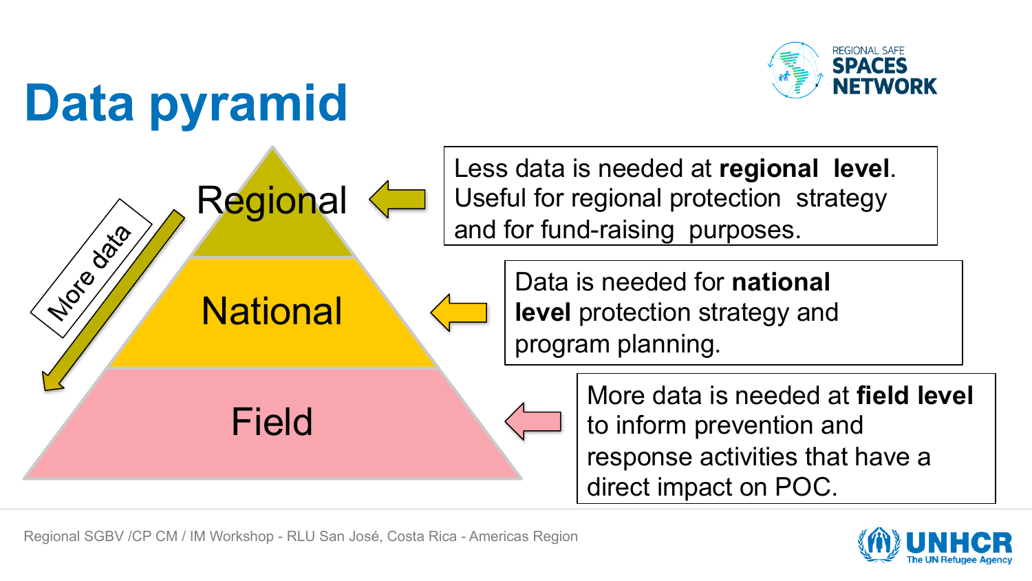# Data pyramid

Regional

National

Field

More data

Less data is needed at **regional level**. Useful for regional protection strategy and for fund-raising purposes.

Data is needed for **national level** protection strategy and program planning.

More data is needed at **field level** to inform prevention and response activities that have a direct impact on POC.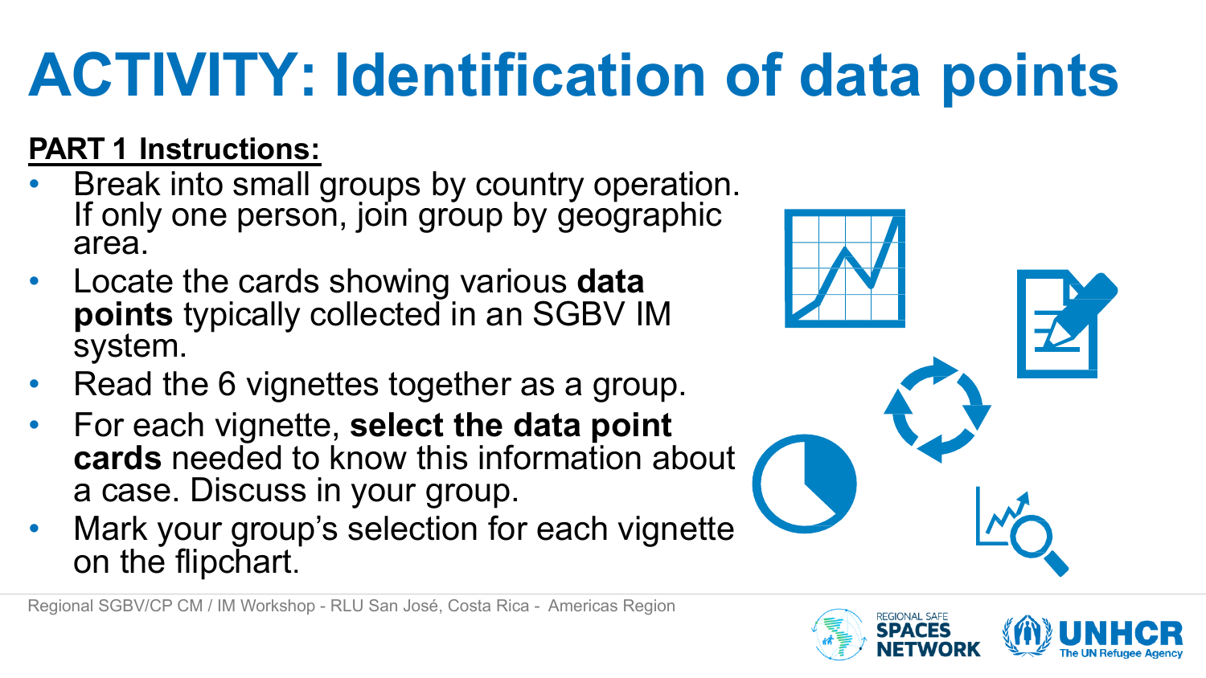# ACTIVITY: Identification of data points

**PART 1 Instructions:**

- Break into small groups by country operation. If only one person, join group by geographic area.
- Locate the cards showing various **data points** typically collected in an SGBV IM system.
- Read the 6 vignettes together as a group.
- For each vignette, **select the data point cards** needed to know this information about a case. Discuss in your group.
- Mark your group's selection for each vignette on the flipchart.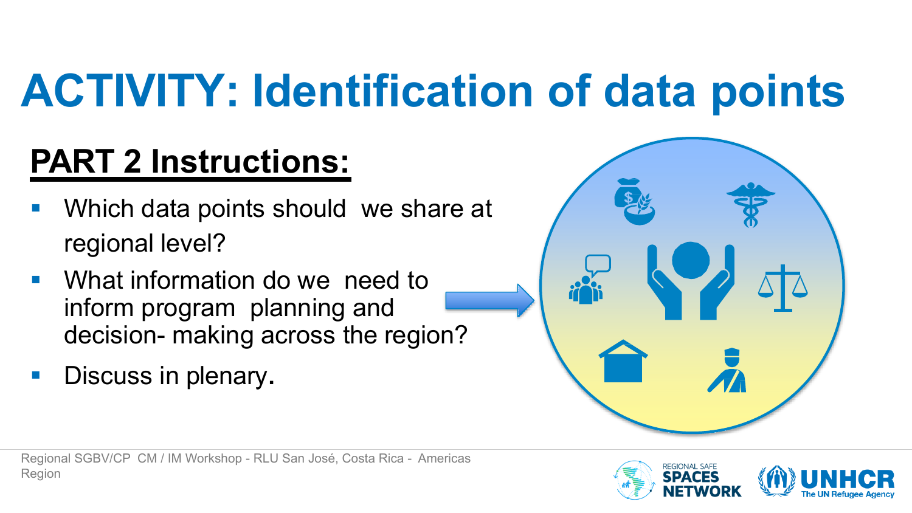# ACTIVITY: Identification of data points

## PART 2 Instructions:

- Which data points should we share at regional level?
- What information do we need to inform program planning and decision- making across the region?
- Discuss in plenary.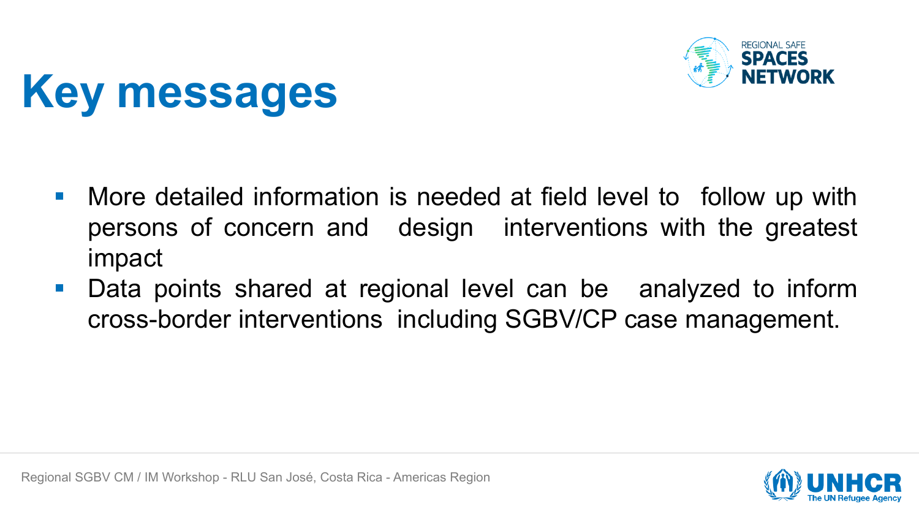# Key messages

- More detailed information is needed at field level to follow up with persons of concern and design interventions with the greatest impact
- Data points shared at regional level can be analyzed to inform cross-border interventions including SGBV/CP case management.